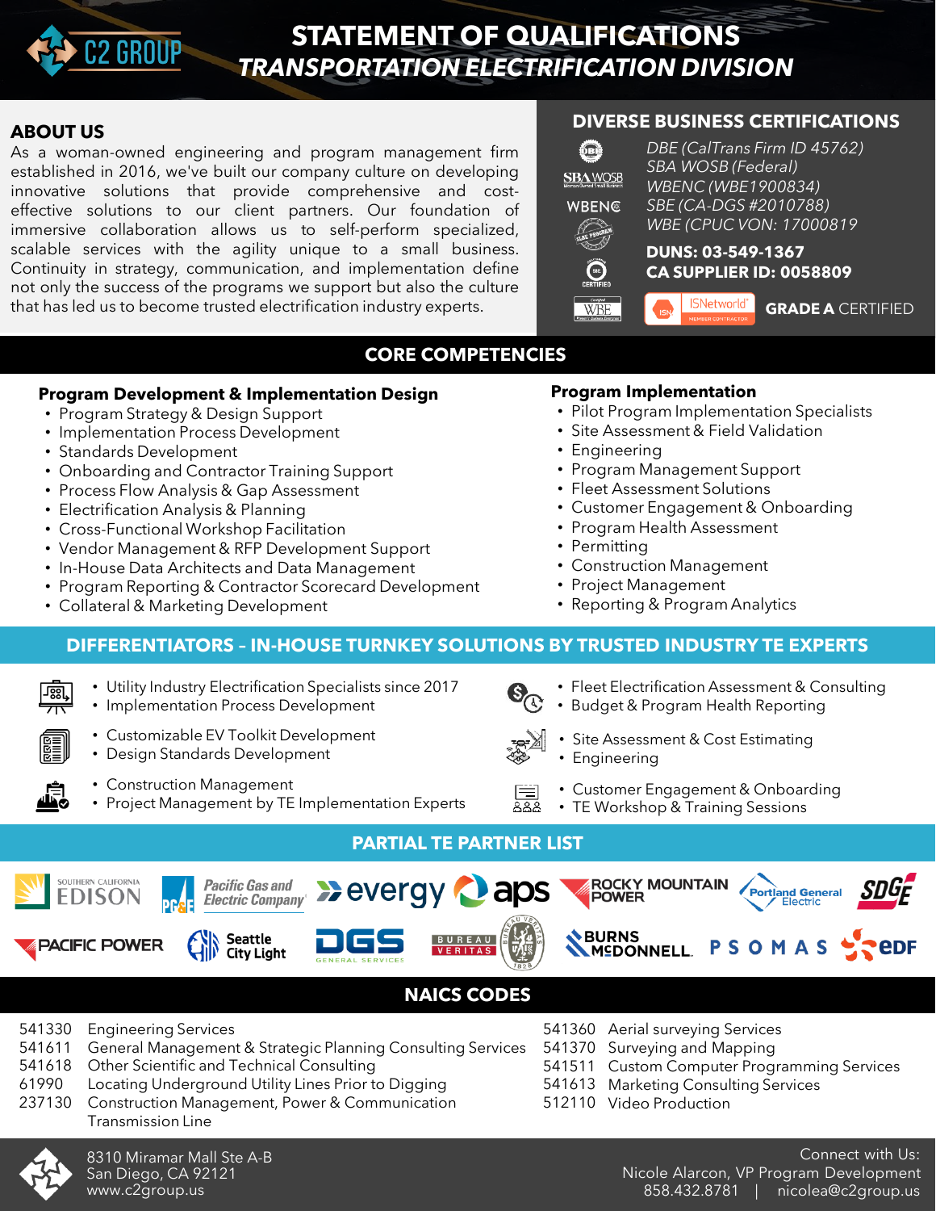# STATEMENT OF QUALIFICATIONS
## *TRANSPORTATION ELECTRIFICATION DIVISION*

C2 GROUP

## ABOUT US

As a woman-owned engineering and program management firm established in 2016, we've built our company culture on developing innovative solutions that provide comprehensive and cost-effective solutions to our client partners. Our foundation of immersive collaboration allows us to self-perform specialized, scalable services with the agility unique to a small business. Continuity in strategy, communication, and implementation define not only the success of the programs we support but also the culture that has led us to become trusted electrification industry experts.

## DIVERSE BUSINESS CERTIFICATIONS

*DBE (CalTrans Firm ID 45762)*
*SBA WOSB (Federal)*
*WBENC (WBE1900834)*
*SBE (CA-DGS #2010788)*
*WBE (CPUC VON: 17000819*

**DUNS: 03-549-1367**
**CA SUPPLIER ID: 0058809**

ISNetworld MEMBER CONTRACTOR **GRADE A** CERTIFIED

## CORE COMPETENCIES

### Program Development & Implementation Design

- Program Strategy & Design Support
- Implementation Process Development
- Standards Development
- Onboarding and Contractor Training Support
- Process Flow Analysis & Gap Assessment
- Electrification Analysis & Planning
- Cross-Functional Workshop Facilitation
- Vendor Management & RFP Development Support
- In-House Data Architects and Data Management
- Program Reporting & Contractor Scorecard Development
- Collateral & Marketing Development

### Program Implementation

- Pilot Program Implementation Specialists
- Site Assessment & Field Validation
- Engineering
- Program Management Support
- Fleet Assessment Solutions
- Customer Engagement & Onboarding
- Program Health Assessment
- Permitting
- Construction Management
- Project Management
- Reporting & Program Analytics

## DIFFERENTIATORS – IN-HOUSE TURNKEY SOLUTIONS BY TRUSTED INDUSTRY TE EXPERTS

- Utility Industry Electrification Specialists since 2017
- Implementation Process Development

- Customizable EV Toolkit Development
- Design Standards Development

- Construction Management
- Project Management by TE Implementation Experts

- Fleet Electrification Assessment & Consulting
- Budget & Program Health Reporting

- Site Assessment & Cost Estimating
- Engineering

- Customer Engagement & Onboarding
- TE Workshop & Training Sessions

## PARTIAL TE PARTNER LIST

Southern California Edison, Pacific Gas and Electric Company (PG&E), evergy, aps, Rocky Mountain Power, Portland General Electric, SDG&E, Pacific Power, Seattle City Light, DGS General Services, Bureau Veritas, Burns McDonnell, PSOMAS, EDF

## NAICS CODES

| Code | Description |
|---|---|
| 541330 | Engineering Services |
| 541611 | General Management & Strategic Planning Consulting Services |
| 541618 | Other Scientific and Technical Consulting |
| 61990 | Locating Underground Utility Lines Prior to Digging |
| 237130 | Construction Management, Power & Communication Transmission Line |
| 541360 | Aerial surveying Services |
| 541370 | Surveying and Mapping |
| 541511 | Custom Computer Programming Services |
| 541613 | Marketing Consulting Services |
| 512110 | Video Production |

8310 Miramar Mall Ste A-B
San Diego, CA 92121
www.c2group.us

Connect with Us:
Nicole Alarcon, VP Program Development
858.432.8781 | nicolea@c2group.us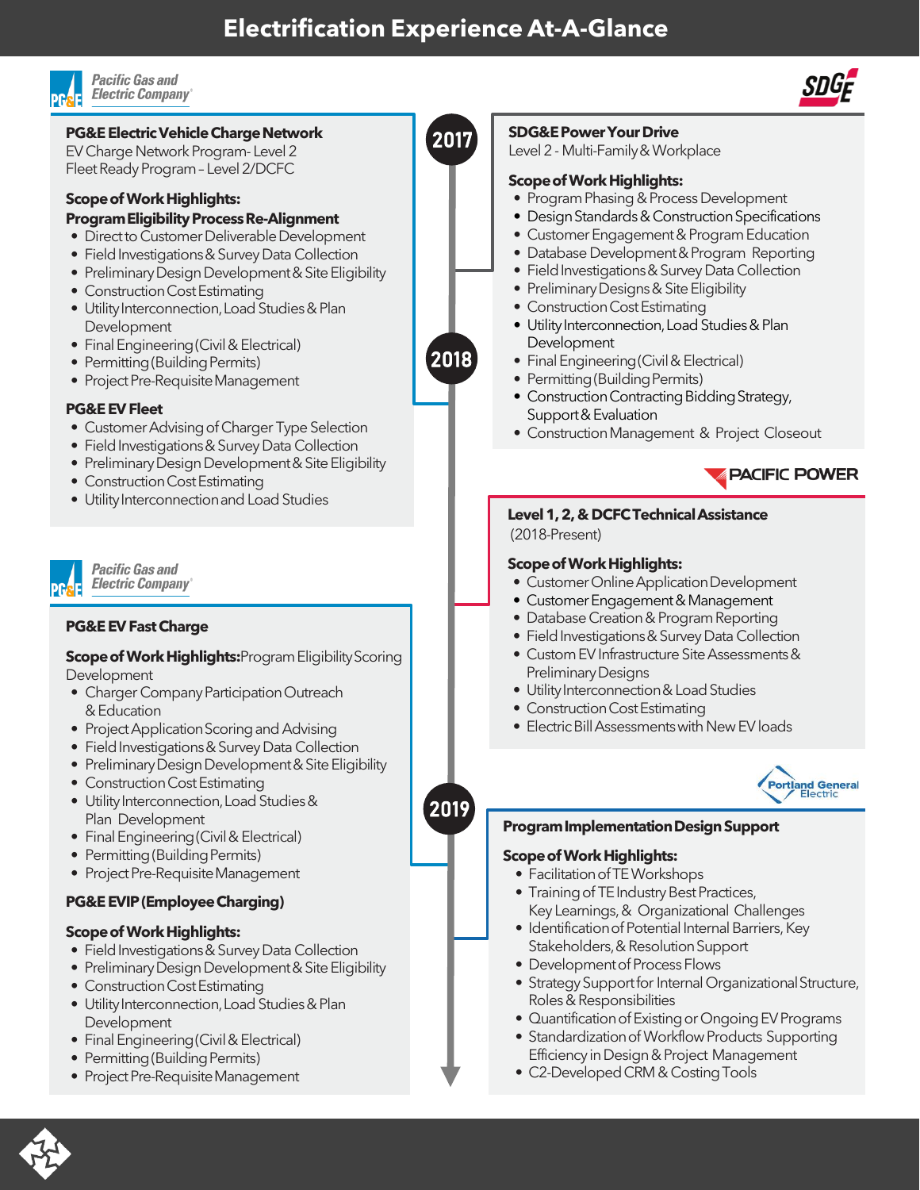# Electrification Experience At-A-Glance

Pacific Gas and Electric Company

## PG&E Electric Vehicle Charge Network

EV Charge Network Program- Level 2
Fleet Ready Program – Level 2/DCFC

**Scope of Work Highlights:**

**Program Eligibility Process Re-Alignment**

- Direct to Customer Deliverable Development
- Field Investigations & Survey Data Collection
- Preliminary Design Development & Site Eligibility
- Construction Cost Estimating
- Utility Interconnection, Load Studies & Plan Development
- Final Engineering (Civil & Electrical)
- Permitting (Building Permits)
- Project Pre-Requisite Management

**PG&E EV Fleet**

- Customer Advising of Charger Type Selection
- Field Investigations & Survey Data Collection
- Preliminary Design Development & Site Eligibility
- Construction Cost Estimating
- Utility Interconnection and Load Studies

SDG&E

## SDG&E Power Your Drive

Level 2 - Multi-Family & Workplace

**Scope of Work Highlights:**

- Program Phasing & Process Development
- Design Standards & Construction Specifications
- Customer Engagement & Program Education
- Database Development & Program Reporting
- Field Investigations & Survey Data Collection
- Preliminary Designs & Site Eligibility
- Construction Cost Estimating
- Utility Interconnection, Load Studies & Plan Development
- Final Engineering (Civil & Electrical)
- Permitting (Building Permits)
- Construction Contracting Bidding Strategy, Support & Evaluation
- Construction Management & Project Closeout

2017

2018

PACIFIC POWER

## Level 1, 2, & DCFC Technical Assistance

(2018-Present)

**Scope of Work Highlights:**

- Customer Online Application Development
- Customer Engagement & Management
- Database Creation & Program Reporting
- Field Investigations & Survey Data Collection
- Custom EV Infrastructure Site Assessments & Preliminary Designs
- Utility Interconnection & Load Studies
- Construction Cost Estimating
- Electric Bill Assessments with New EV loads

Pacific Gas and Electric Company

## PG&E EV Fast Charge

**Scope of Work Highlights:** Program Eligibility Scoring Development

- Charger Company Participation Outreach & Education
- Project Application Scoring and Advising
- Field Investigations & Survey Data Collection
- Preliminary Design Development & Site Eligibility
- Construction Cost Estimating
- Utility Interconnection, Load Studies & Plan Development
- Final Engineering (Civil & Electrical)
- Permitting (Building Permits)
- Project Pre-Requisite Management

## PG&E EVIP (Employee Charging)

**Scope of Work Highlights:**

- Field Investigations & Survey Data Collection
- Preliminary Design Development & Site Eligibility
- Construction Cost Estimating
- Utility Interconnection, Load Studies & Plan Development
- Final Engineering (Civil & Electrical)
- Permitting (Building Permits)
- Project Pre-Requisite Management

2019

Portland General Electric

## Program Implementation Design Support

**Scope of Work Highlights:**

- Facilitation of TE Workshops
- Training of TE Industry Best Practices, Key Learnings, & Organizational Challenges
- Identification of Potential Internal Barriers, Key Stakeholders, & Resolution Support
- Development of Process Flows
- Strategy Support for Internal Organizational Structure, Roles & Responsibilities
- Quantification of Existing or Ongoing EV Programs
- Standardization of Workflow Products Supporting Efficiency in Design & Project Management
- C2-Developed CRM & Costing Tools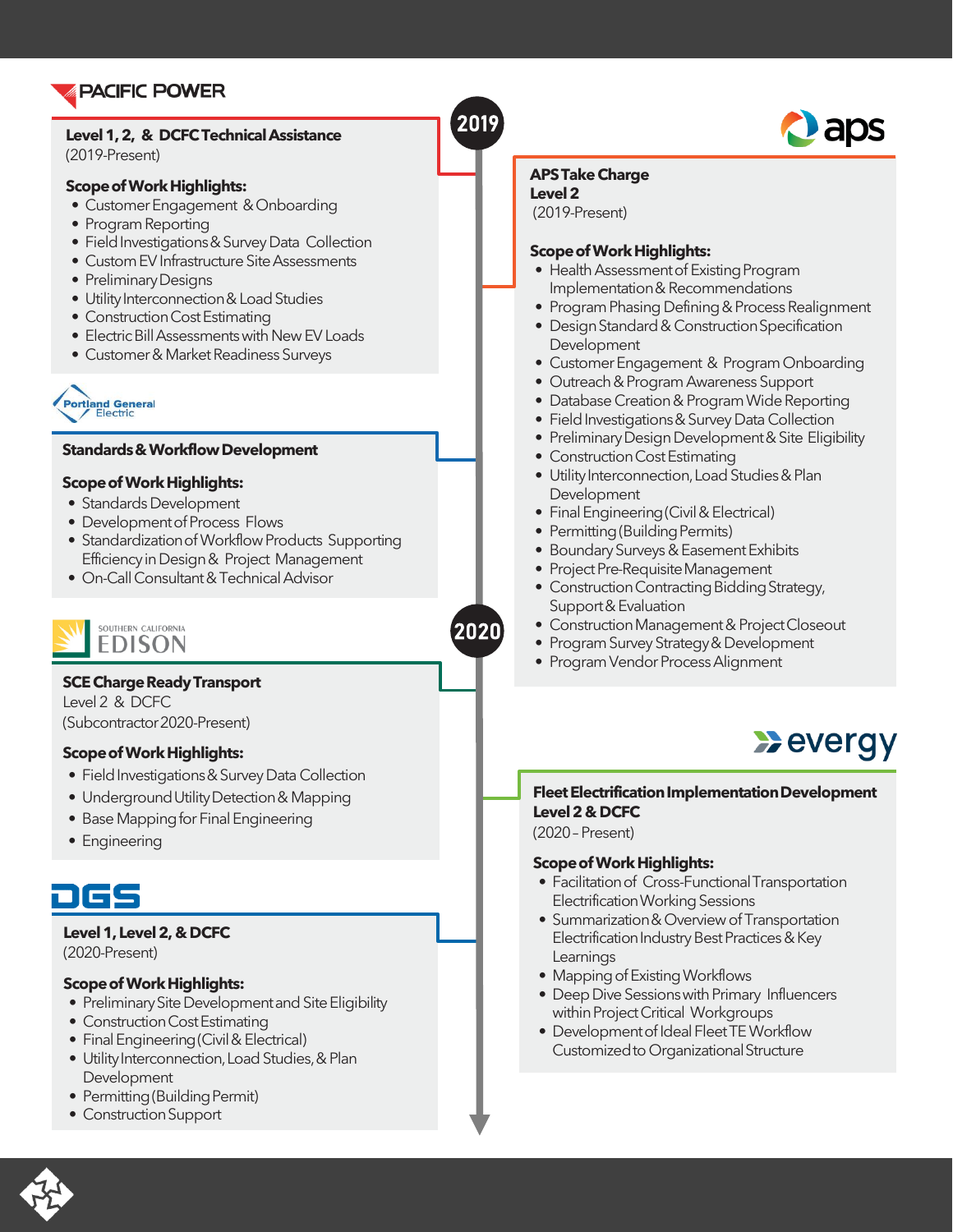## PACIFIC POWER

**Level 1, 2, & DCFC Technical Assistance**
(2019-Present)

**Scope of Work Highlights:**

- Customer Engagement & Onboarding
- Program Reporting
- Field Investigations & Survey Data Collection
- Custom EV Infrastructure Site Assessments
- Preliminary Designs
- Utility Interconnection & Load Studies
- Construction Cost Estimating
- Electric Bill Assessments with New EV Loads
- Customer & Market Readiness Surveys

**2019**

## aps

**APS Take Charge**
**Level 2**
(2019-Present)

**Scope of Work Highlights:**

- Health Assessment of Existing Program Implementation & Recommendations
- Program Phasing Defining & Process Realignment
- Design Standard & Construction Specification Development
- Customer Engagement & Program Onboarding
- Outreach & Program Awareness Support
- Database Creation & Program Wide Reporting
- Field Investigations & Survey Data Collection
- Preliminary Design Development & Site Eligibility
- Construction Cost Estimating
- Utility Interconnection, Load Studies & Plan Development
- Final Engineering (Civil & Electrical)
- Permitting (Building Permits)
- Boundary Surveys & Easement Exhibits
- Project Pre-Requisite Management
- Construction Contracting Bidding Strategy, Support & Evaluation
- Construction Management & Project Closeout
- Program Survey Strategy & Development
- Program Vendor Process Alignment

## Portland General Electric

**Standards & Workflow Development**

**Scope of Work Highlights:**

- Standards Development
- Development of Process Flows
- Standardization of Workflow Products Supporting Efficiency in Design & Project Management
- On-Call Consultant & Technical Advisor

**2020**

## SOUTHERN CALIFORNIA EDISON

**SCE Charge Ready Transport**
Level 2 & DCFC
(Subcontractor 2020-Present)

**Scope of Work Highlights:**

- Field Investigations & Survey Data Collection
- Underground Utility Detection & Mapping
- Base Mapping for Final Engineering
- Engineering

## evergy

**Fleet Electrification Implementation Development**
**Level 2 & DCFC**
(2020 – Present)

**Scope of Work Highlights:**

- Facilitation of Cross-Functional Transportation Electrification Working Sessions
- Summarization & Overview of Transportation Electrification Industry Best Practices & Key Learnings
- Mapping of Existing Workflows
- Deep Dive Sessions with Primary Influencers within Project Critical Workgroups
- Development of Ideal Fleet TE Workflow Customized to Organizational Structure

## DGS

**Level 1, Level 2, & DCFC**
(2020-Present)

**Scope of Work Highlights:**

- Preliminary Site Development and Site Eligibility
- Construction Cost Estimating
- Final Engineering (Civil & Electrical)
- Utility Interconnection, Load Studies, & Plan Development
- Permitting (Building Permit)
- Construction Support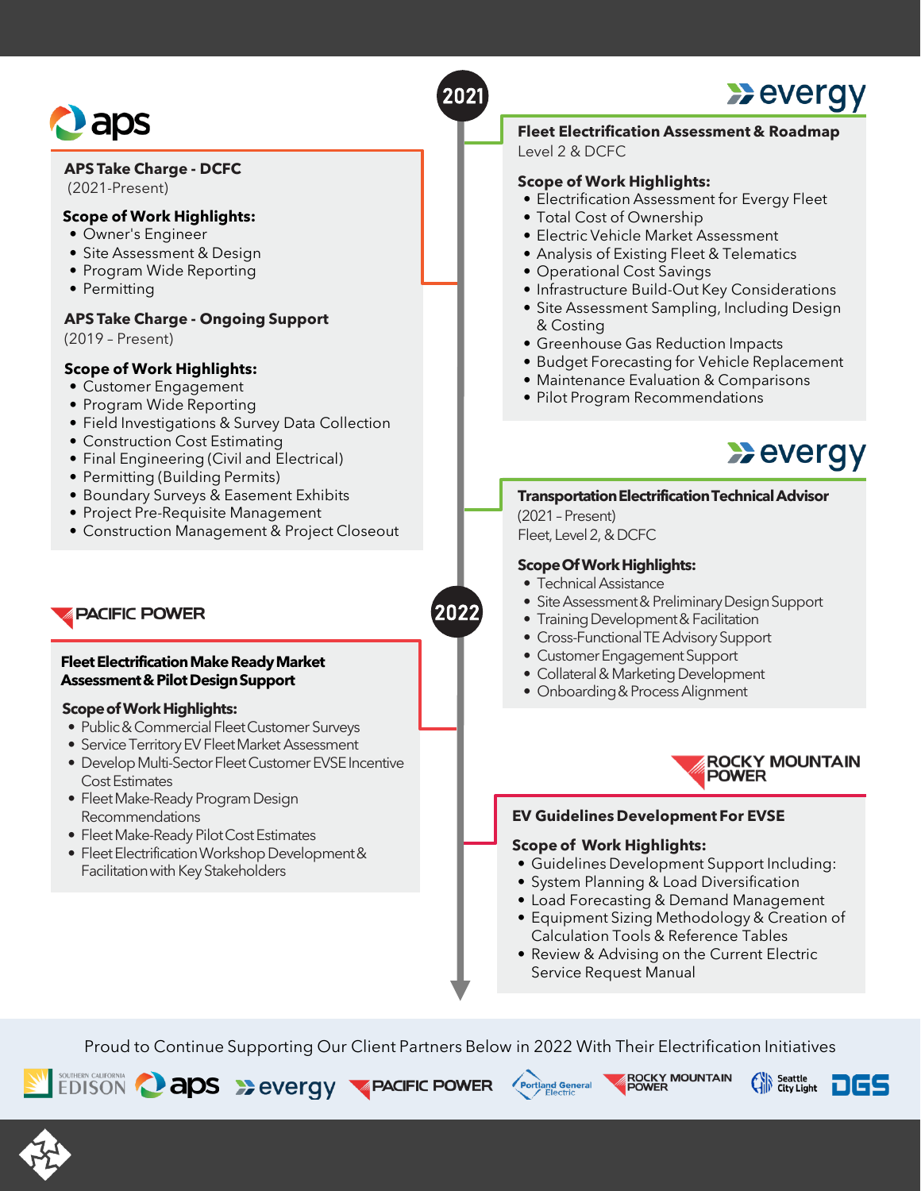2021

## aps

**APS Take Charge - DCFC**
(2021-Present)

**Scope of Work Highlights:**
- Owner's Engineer
- Site Assessment & Design
- Program Wide Reporting
- Permitting

**APS Take Charge - Ongoing Support**
(2019 – Present)

**Scope of Work Highlights:**
- Customer Engagement
- Program Wide Reporting
- Field Investigations & Survey Data Collection
- Construction Cost Estimating
- Final Engineering (Civil and Electrical)
- Permitting (Building Permits)
- Boundary Surveys & Easement Exhibits
- Project Pre-Requisite Management
- Construction Management & Project Closeout

## evergy

**Fleet Electrification Assessment & Roadmap**
Level 2 & DCFC

**Scope of Work Highlights:**
- Electrification Assessment for Evergy Fleet
- Total Cost of Ownership
- Electric Vehicle Market Assessment
- Analysis of Existing Fleet & Telematics
- Operational Cost Savings
- Infrastructure Build-Out Key Considerations
- Site Assessment Sampling, Including Design & Costing
- Greenhouse Gas Reduction Impacts
- Budget Forecasting for Vehicle Replacement
- Maintenance Evaluation & Comparisons
- Pilot Program Recommendations

## evergy

**Transportation Electrification Technical Advisor**
(2021 – Present)
Fleet, Level 2, & DCFC

**Scope Of Work Highlights:**
- Technical Assistance
- Site Assessment & Preliminary Design Support
- Training Development & Facilitation
- Cross-Functional TE Advisory Support
- Customer Engagement Support
- Collateral & Marketing Development
- Onboarding & Process Alignment

2022

## PACIFIC POWER

**Fleet Electrification Make Ready Market Assessment & Pilot Design Support**

**Scope of Work Highlights:**
- Public & Commercial Fleet Customer Surveys
- Service Territory EV Fleet Market Assessment
- Develop Multi-Sector Fleet Customer EVSE Incentive Cost Estimates
- Fleet Make-Ready Program Design Recommendations
- Fleet Make-Ready Pilot Cost Estimates
- Fleet Electrification Workshop Development & Facilitation with Key Stakeholders

## ROCKY MOUNTAIN POWER

**EV Guidelines Development For EVSE**

**Scope of Work Highlights:**
- Guidelines Development Support Including:
- System Planning & Load Diversification
- Load Forecasting & Demand Management
- Equipment Sizing Methodology & Creation of Calculation Tools & Reference Tables
- Review & Advising on the Current Electric Service Request Manual

Proud to Continue Supporting Our Client Partners Below in 2022 With Their Electrification Initiatives

Southern California Edison · aps · evergy · Pacific Power · Portland General Electric · Rocky Mountain Power · Seattle City Light · DGS